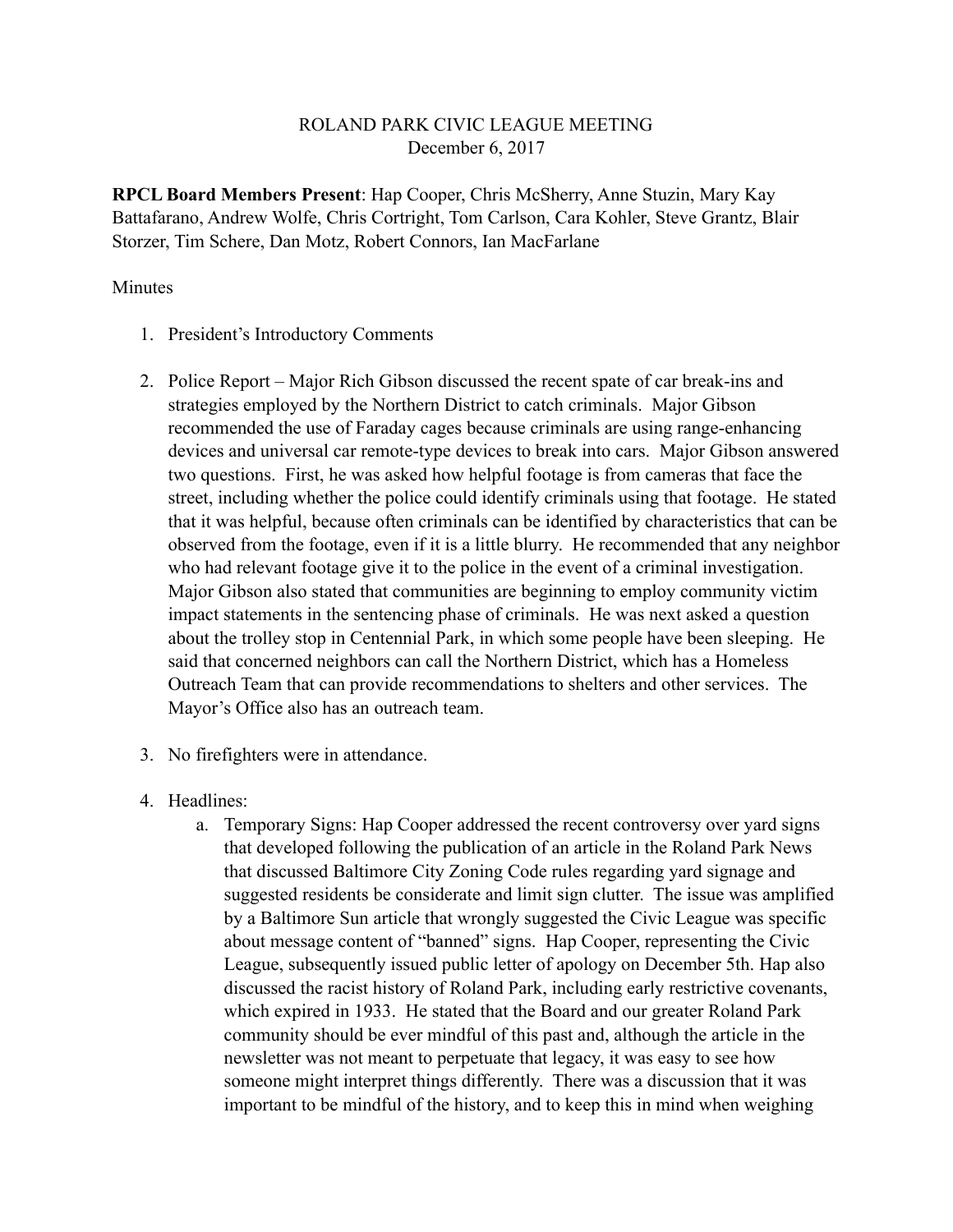ROLAND PARK CIVIC LEAGUE MEETING
December 6, 2017

**RPCL Board Members Present**: Hap Cooper, Chris McSherry, Anne Stuzin, Mary Kay Battafarano, Andrew Wolfe, Chris Cortright, Tom Carlson, Cara Kohler, Steve Grantz, Blair Storzer, Tim Schere, Dan Motz, Robert Connors, Ian MacFarlane

Minutes

1. President's Introductory Comments

2. Police Report – Major Rich Gibson discussed the recent spate of car break-ins and strategies employed by the Northern District to catch criminals. Major Gibson recommended the use of Faraday cages because criminals are using range-enhancing devices and universal car remote-type devices to break into cars. Major Gibson answered two questions. First, he was asked how helpful footage is from cameras that face the street, including whether the police could identify criminals using that footage. He stated that it was helpful, because often criminals can be identified by characteristics that can be observed from the footage, even if it is a little blurry. He recommended that any neighbor who had relevant footage give it to the police in the event of a criminal investigation. Major Gibson also stated that communities are beginning to employ community victim impact statements in the sentencing phase of criminals. He was next asked a question about the trolley stop in Centennial Park, in which some people have been sleeping. He said that concerned neighbors can call the Northern District, which has a Homeless Outreach Team that can provide recommendations to shelters and other services. The Mayor's Office also has an outreach team.

3. No firefighters were in attendance.

4. Headlines:
   a. Temporary Signs: Hap Cooper addressed the recent controversy over yard signs that developed following the publication of an article in the Roland Park News that discussed Baltimore City Zoning Code rules regarding yard signage and suggested residents be considerate and limit sign clutter. The issue was amplified by a Baltimore Sun article that wrongly suggested the Civic League was specific about message content of "banned" signs. Hap Cooper, representing the Civic League, subsequently issued public letter of apology on December 5th. Hap also discussed the racist history of Roland Park, including early restrictive covenants, which expired in 1933. He stated that the Board and our greater Roland Park community should be ever mindful of this past and, although the article in the newsletter was not meant to perpetuate that legacy, it was easy to see how someone might interpret things differently. There was a discussion that it was important to be mindful of the history, and to keep this in mind when weighing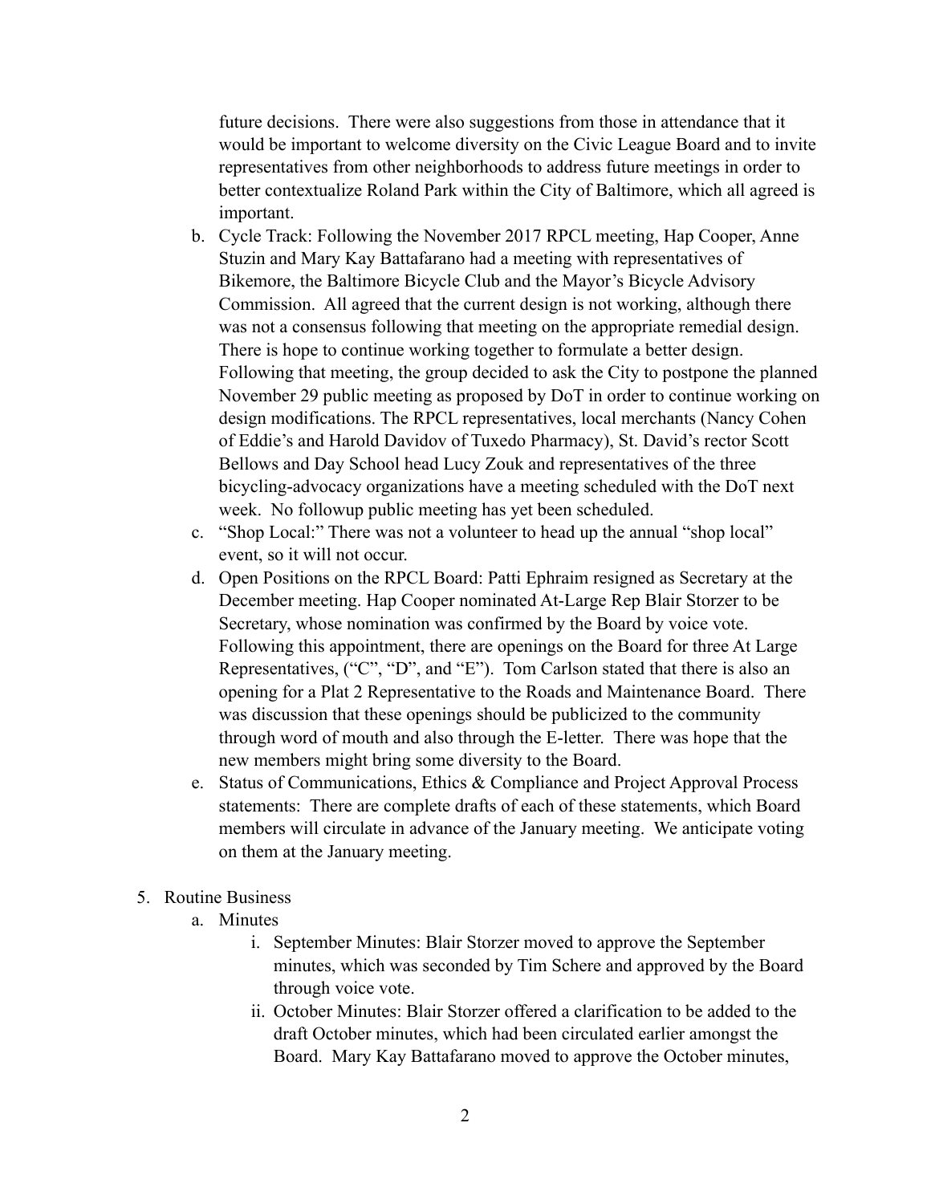future decisions. There were also suggestions from those in attendance that it would be important to welcome diversity on the Civic League Board and to invite representatives from other neighborhoods to address future meetings in order to better contextualize Roland Park within the City of Baltimore, which all agreed is important.

b. Cycle Track: Following the November 2017 RPCL meeting, Hap Cooper, Anne Stuzin and Mary Kay Battafarano had a meeting with representatives of Bikemore, the Baltimore Bicycle Club and the Mayor's Bicycle Advisory Commission. All agreed that the current design is not working, although there was not a consensus following that meeting on the appropriate remedial design. There is hope to continue working together to formulate a better design. Following that meeting, the group decided to ask the City to postpone the planned November 29 public meeting as proposed by DoT in order to continue working on design modifications. The RPCL representatives, local merchants (Nancy Cohen of Eddie's and Harold Davidov of Tuxedo Pharmacy), St. David's rector Scott Bellows and Day School head Lucy Zouk and representatives of the three bicycling-advocacy organizations have a meeting scheduled with the DoT next week. No followup public meeting has yet been scheduled.

c. "Shop Local:" There was not a volunteer to head up the annual "shop local" event, so it will not occur.

d. Open Positions on the RPCL Board: Patti Ephraim resigned as Secretary at the December meeting. Hap Cooper nominated At-Large Rep Blair Storzer to be Secretary, whose nomination was confirmed by the Board by voice vote. Following this appointment, there are openings on the Board for three At Large Representatives, ("C", "D", and "E"). Tom Carlson stated that there is also an opening for a Plat 2 Representative to the Roads and Maintenance Board. There was discussion that these openings should be publicized to the community through word of mouth and also through the E-letter. There was hope that the new members might bring some diversity to the Board.

e. Status of Communications, Ethics & Compliance and Project Approval Process statements: There are complete drafts of each of these statements, which Board members will circulate in advance of the January meeting. We anticipate voting on them at the January meeting.

5. Routine Business
   a. Minutes
      i. September Minutes: Blair Storzer moved to approve the September minutes, which was seconded by Tim Schere and approved by the Board through voice vote.
      ii. October Minutes: Blair Storzer offered a clarification to be added to the draft October minutes, which had been circulated earlier amongst the Board. Mary Kay Battafarano moved to approve the October minutes,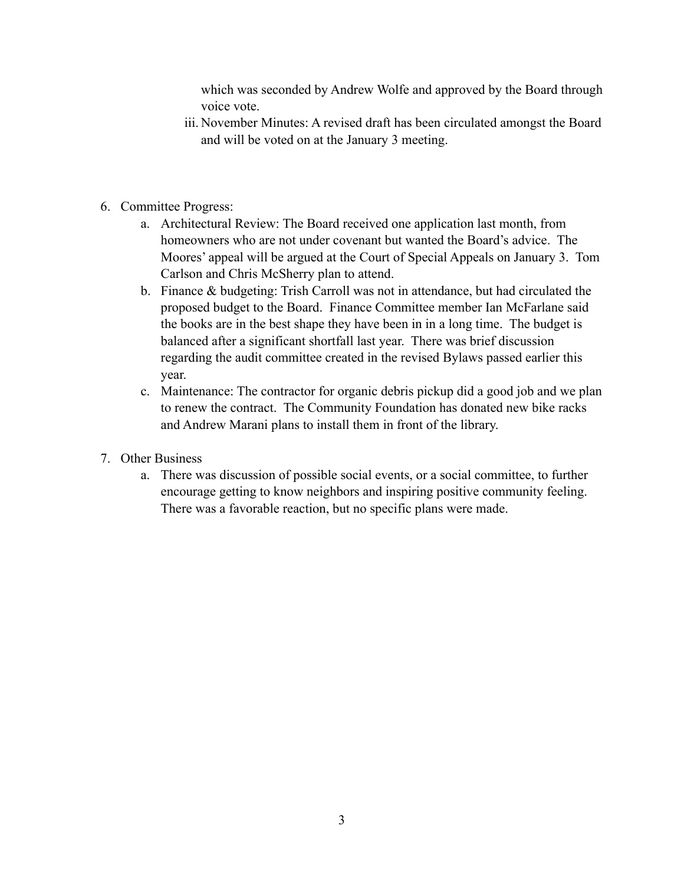which was seconded by Andrew Wolfe and approved by the Board through voice vote.

iii. November Minutes: A revised draft has been circulated amongst the Board and will be voted on at the January 3 meeting.

6. Committee Progress:
   a. Architectural Review: The Board received one application last month, from homeowners who are not under covenant but wanted the Board's advice. The Moores' appeal will be argued at the Court of Special Appeals on January 3. Tom Carlson and Chris McSherry plan to attend.
   b. Finance & budgeting: Trish Carroll was not in attendance, but had circulated the proposed budget to the Board. Finance Committee member Ian McFarlane said the books are in the best shape they have been in in a long time. The budget is balanced after a significant shortfall last year. There was brief discussion regarding the audit committee created in the revised Bylaws passed earlier this year.
   c. Maintenance: The contractor for organic debris pickup did a good job and we plan to renew the contract. The Community Foundation has donated new bike racks and Andrew Marani plans to install them in front of the library.

7. Other Business
   a. There was discussion of possible social events, or a social committee, to further encourage getting to know neighbors and inspiring positive community feeling. There was a favorable reaction, but no specific plans were made.